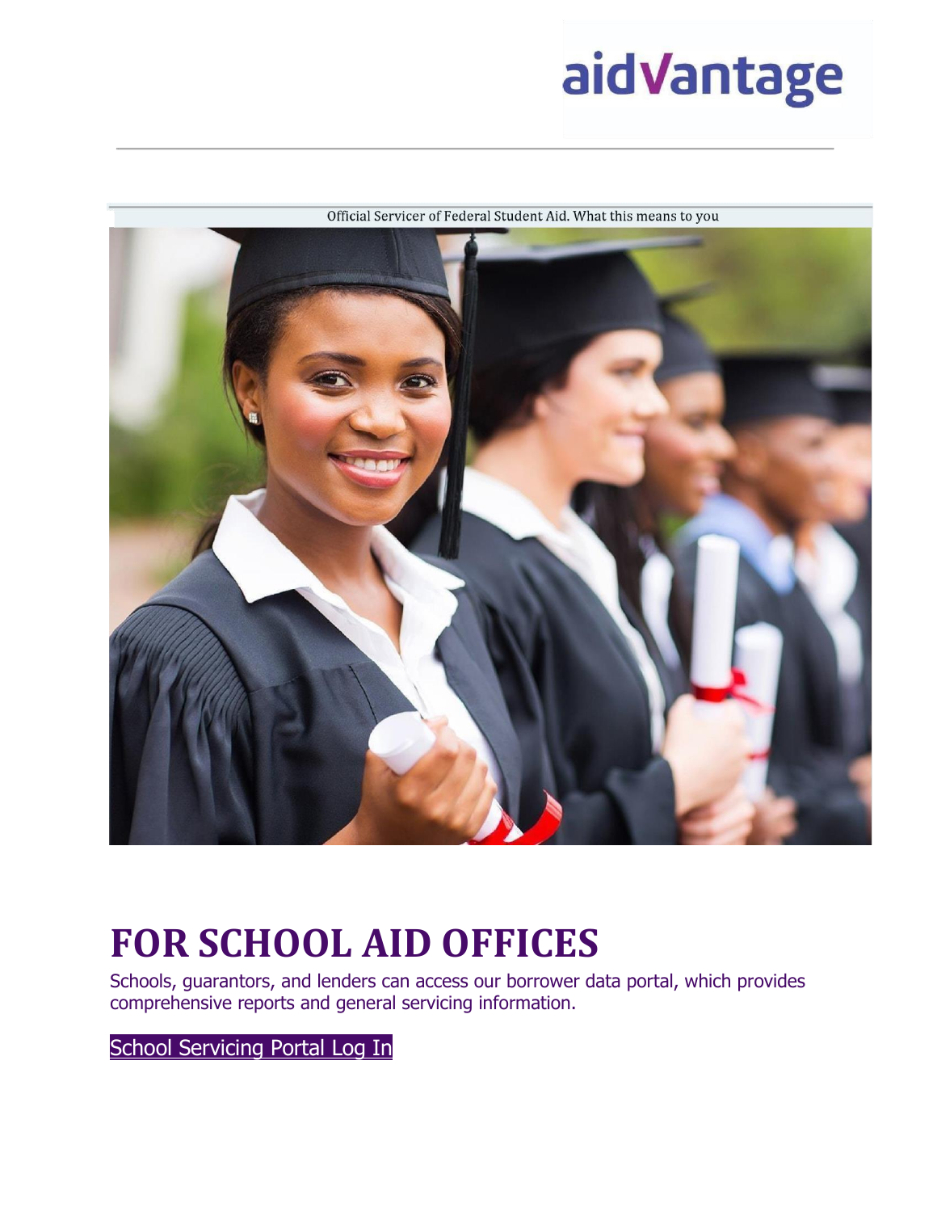aidvantage

Official Servicer of Federal Student Aid. What this means to you

# FOR SCHOOL AID OFFICES

Schools, guarantors, and lenders can access our borrower data portal, which provides comprehensive reports and general servicing information.

School Servicing Portal Log In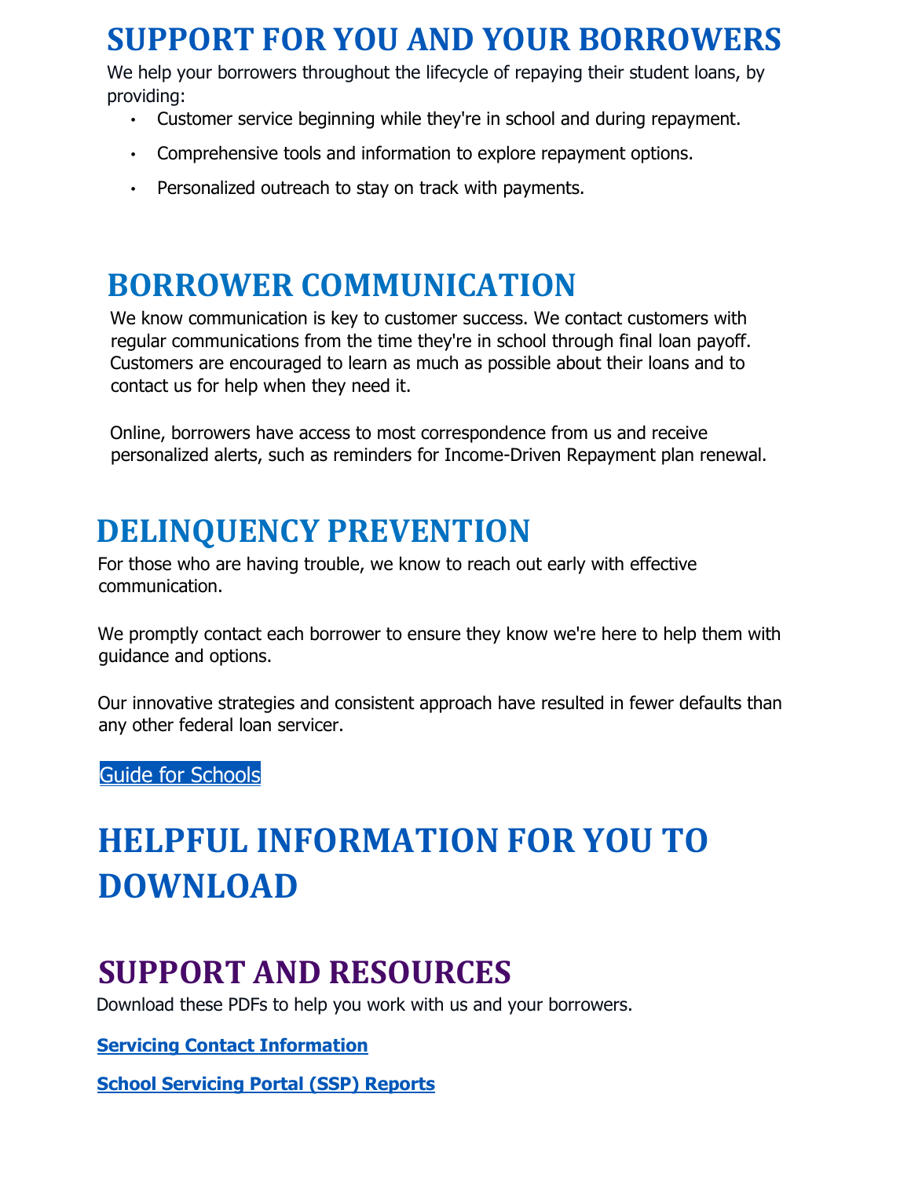# SUPPORT FOR YOU AND YOUR BORROWERS

We help your borrowers throughout the lifecycle of repaying their student loans, by providing:

- Customer service beginning while they're in school and during repayment.
- Comprehensive tools and information to explore repayment options.
- Personalized outreach to stay on track with payments.

# BORROWER COMMUNICATION

We know communication is key to customer success. We contact customers with regular communications from the time they're in school through final loan payoff. Customers are encouraged to learn as much as possible about their loans and to contact us for help when they need it.

Online, borrowers have access to most correspondence from us and receive personalized alerts, such as reminders for Income-Driven Repayment plan renewal.

# DELINQUENCY PREVENTION

For those who are having trouble, we know to reach out early with effective communication.

We promptly contact each borrower to ensure they know we're here to help them with guidance and options.

Our innovative strategies and consistent approach have resulted in fewer defaults than any other federal loan servicer.

Guide for Schools

# HELPFUL INFORMATION FOR YOU TO DOWNLOAD

## SUPPORT AND RESOURCES

Download these PDFs to help you work with us and your borrowers.

**Servicing Contact Information**

**School Servicing Portal (SSP) Reports**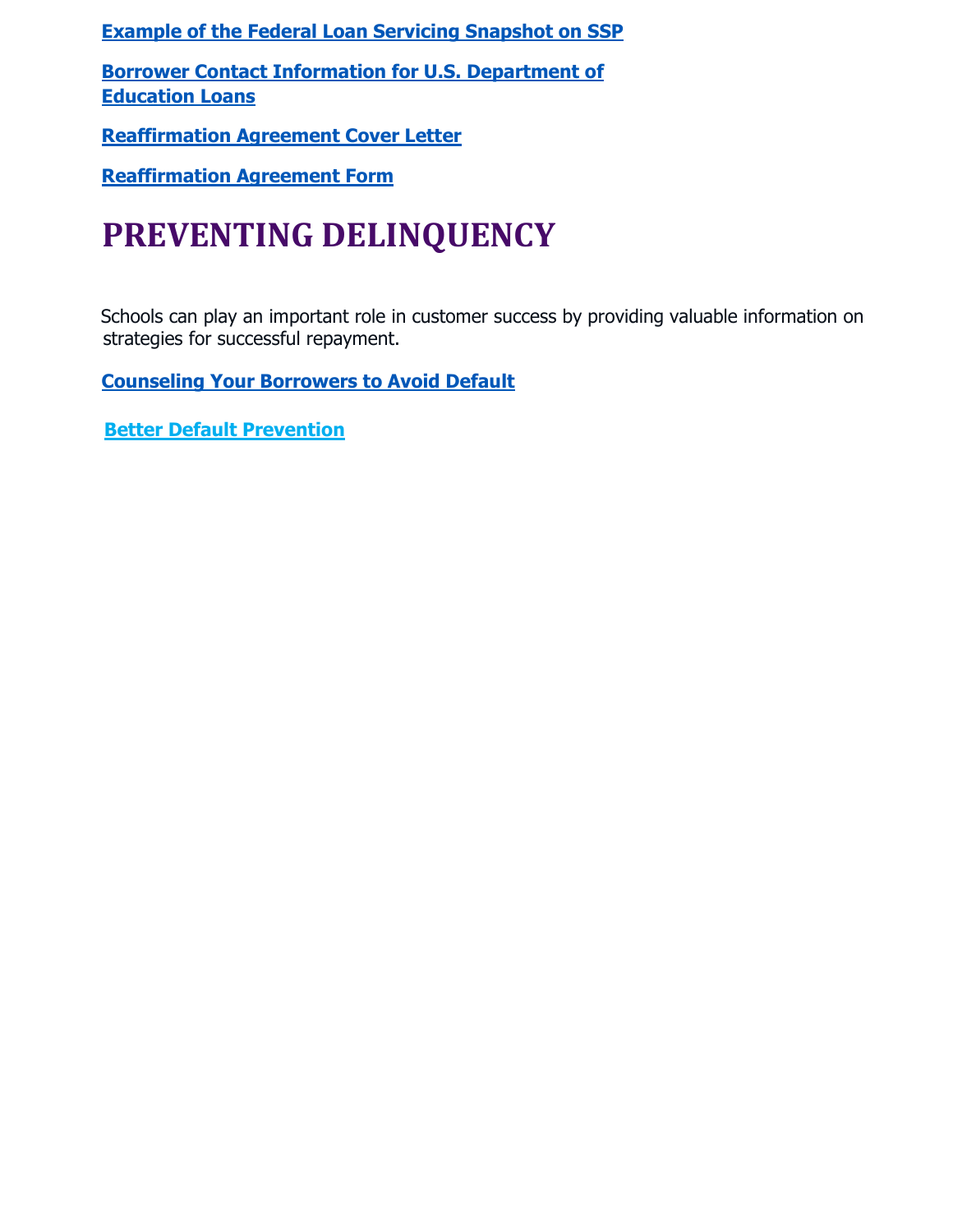**Example of the Federal Loan Servicing Snapshot on SSP**

**Borrower Contact Information for U.S. Department of Education Loans**

**Reaffirmation Agreement Cover Letter**

**Reaffirmation Agreement Form**

# PREVENTING DELINQUENCY

Schools can play an important role in customer success by providing valuable information on strategies for successful repayment.

**Counseling Your Borrowers to Avoid Default**

**Better Default Prevention**